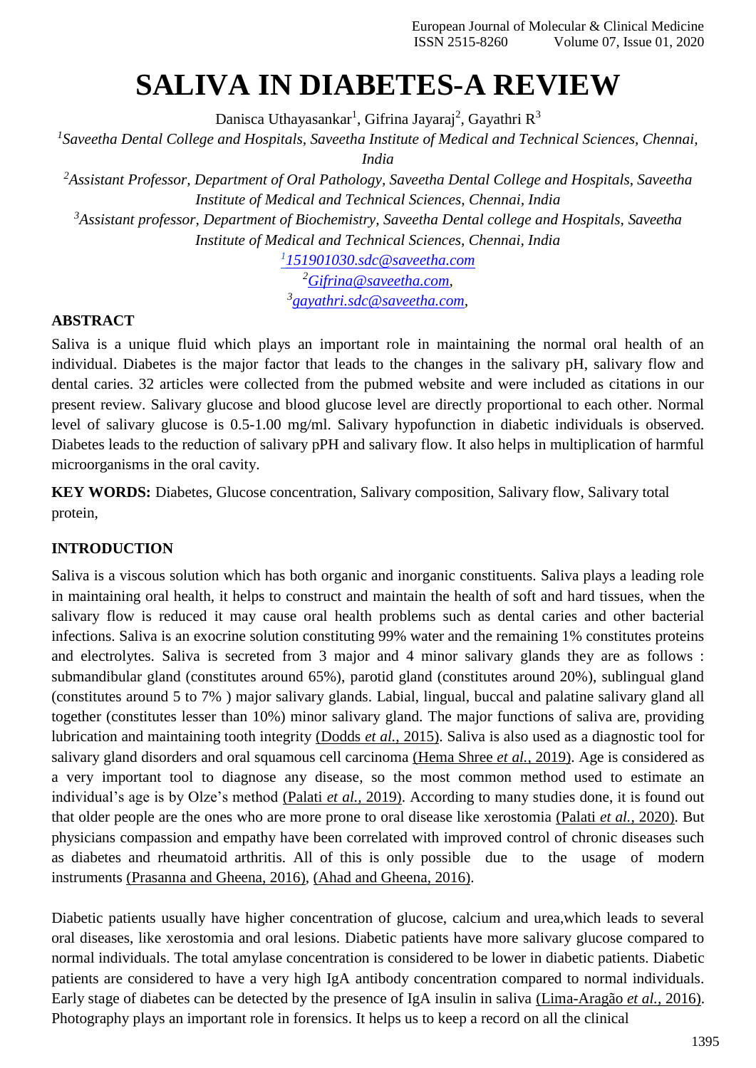# SALIVA IN DIABETES-A REVIEW

Danisca Uthayasankar[1], Gifrina Jayaraj[2], Gayathri R[3]

[1]*Saveetha Dental College and Hospitals, Saveetha Institute of Medical and Technical Sciences, Chennai, India*

[2]*Assistant Professor, Department of Oral Pathology, Saveetha Dental College and Hospitals, Saveetha Institute of Medical and Technical Sciences, Chennai, India*

[3]*Assistant professor, Department of Biochemistry, Saveetha Dental college and Hospitals, Saveetha Institute of Medical and Technical Sciences, Chennai, India*

[1]151901030.sdc@saveetha.com

[2]Gifrina@saveetha.com,

[3]gayathri.sdc@saveetha.com,

## ABSTRACT

Saliva is a unique fluid which plays an important role in maintaining the normal oral health of an individual. Diabetes is the major factor that leads to the changes in the salivary pH, salivary flow and dental caries. 32 articles were collected from the pubmed website and were included as citations in our present review. Salivary glucose and blood glucose level are directly proportional to each other. Normal level of salivary glucose is 0.5-1.00 mg/ml. Salivary hypofunction in diabetic individuals is observed. Diabetes leads to the reduction of salivary pPH and salivary flow. It also helps in multiplication of harmful microorganisms in the oral cavity.

**KEY WORDS:** Diabetes, Glucose concentration, Salivary composition, Salivary flow, Salivary total protein,

## INTRODUCTION

Saliva is a viscous solution which has both organic and inorganic constituents. Saliva plays a leading role in maintaining oral health, it helps to construct and maintain the health of soft and hard tissues, when the salivary flow is reduced it may cause oral health problems such as dental caries and other bacterial infections. Saliva is an exocrine solution constituting 99% water and the remaining 1% constitutes proteins and electrolytes. Saliva is secreted from 3 major and 4 minor salivary glands they are as follows : submandibular gland (constitutes around 65%), parotid gland (constitutes around 20%), sublingual gland (constitutes around 5 to 7% ) major salivary glands. Labial, lingual, buccal and palatine salivary gland all together (constitutes lesser than 10%) minor salivary gland. The major functions of saliva are, providing lubrication and maintaining tooth integrity (Dodds *et al.,* 2015). Saliva is also used as a diagnostic tool for salivary gland disorders and oral squamous cell carcinoma (Hema Shree *et al.*, 2019). Age is considered as a very important tool to diagnose any disease, so the most common method used to estimate an individual's age is by Olze's method (Palati *et al.,* 2019). According to many studies done, it is found out that older people are the ones who are more prone to oral disease like xerostomia (Palati *et al.,* 2020). But physicians compassion and empathy have been correlated with improved control of chronic diseases such as diabetes and rheumatoid arthritis. All of this is only possible due to the usage of modern instruments (Prasanna and Gheena, 2016), (Ahad and Gheena, 2016).

Diabetic patients usually have higher concentration of glucose, calcium and urea,which leads to several oral diseases, like xerostomia and oral lesions. Diabetic patients have more salivary glucose compared to normal individuals. The total amylase concentration is considered to be lower in diabetic patients. Diabetic patients are considered to have a very high IgA antibody concentration compared to normal individuals. Early stage of diabetes can be detected by the presence of IgA insulin in saliva (Lima-Aragão *et al.,* 2016). Photography plays an important role in forensics. It helps us to keep a record on all the clinical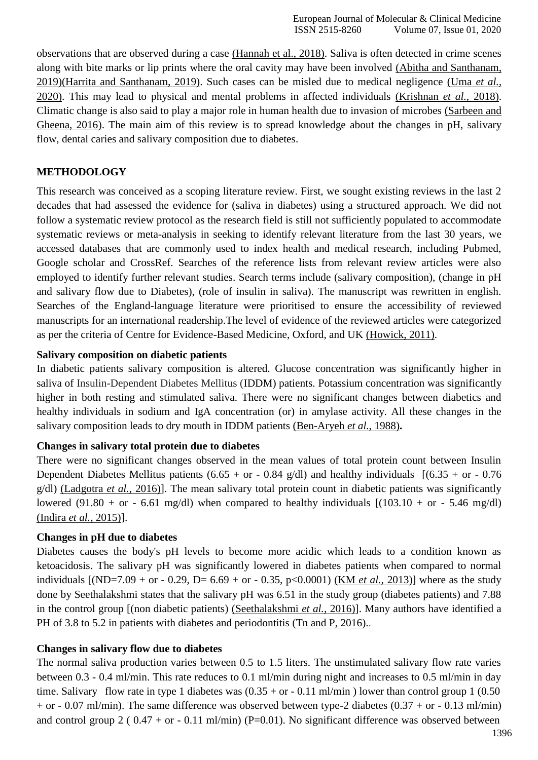observations that are observed during a case (Hannah et al., 2018). Saliva is often detected in crime scenes along with bite marks or lip prints where the oral cavity may have been involved (Abitha and Santhanam, 2019)(Harrita and Santhanam, 2019). Such cases can be misled due to medical negligence (Uma *et al.,* 2020). This may lead to physical and mental problems in affected individuals (Krishnan *et al.,* 2018). Climatic change is also said to play a major role in human health due to invasion of microbes (Sarbeen and Gheena, 2016). The main aim of this review is to spread knowledge about the changes in pH, salivary flow, dental caries and salivary composition due to diabetes.

## METHODOLOGY

This research was conceived as a scoping literature review. First, we sought existing reviews in the last 2 decades that had assessed the evidence for (saliva in diabetes) using a structured approach. We did not follow a systematic review protocol as the research field is still not sufficiently populated to accommodate systematic reviews or meta-analysis in seeking to identify relevant literature from the last 30 years, we accessed databases that are commonly used to index health and medical research, including Pubmed, Google scholar and CrossRef. Searches of the reference lists from relevant review articles were also employed to identify further relevant studies. Search terms include (salivary composition), (change in pH and salivary flow due to Diabetes), (role of insulin in saliva). The manuscript was rewritten in english. Searches of the England-language literature were prioritised to ensure the accessibility of reviewed manuscripts for an international readership.The level of evidence of the reviewed articles were categorized as per the criteria of Centre for Evidence-Based Medicine, Oxford, and UK (Howick, 2011).

### Salivary composition on diabetic patients

In diabetic patients salivary composition is altered. Glucose concentration was significantly higher in saliva of Insulin-Dependent Diabetes Mellitus (IDDM) patients. Potassium concentration was significantly higher in both resting and stimulated saliva. There were no significant changes between diabetics and healthy individuals in sodium and IgA concentration (or) in amylase activity. All these changes in the salivary composition leads to dry mouth in IDDM patients (Ben-Aryeh *et al.,* 1988)**.**

### Changes in salivary total protein due to diabetes

There were no significant changes observed in the mean values of total protein count between Insulin Dependent Diabetes Mellitus patients (6.65 + or - 0.84 g/dl) and healthy individuals [(6.35 + or - 0.76 g/dl) (Ladgotra *et al.,* 2016)]. The mean salivary total protein count in diabetic patients was significantly lowered (91.80 + or - 6.61 mg/dl) when compared to healthy individuals [(103.10 + or - 5.46 mg/dl) (Indira *et al.,* 2015)].

### Changes in pH due to diabetes

Diabetes causes the body's pH levels to become more acidic which leads to a condition known as ketoacidosis. The salivary pH was significantly lowered in diabetes patients when compared to normal individuals [(ND=7.09 + or - 0.29, D= 6.69 + or - 0.35, $p<0.0001$) (KM *et al.,* 2013)] where as the study done by Seethalakshmi states that the salivary pH was 6.51 in the study group (diabetes patients) and 7.88 in the control group [(non diabetic patients) (Seethalakshmi *et al.,* 2016)]. Many authors have identified a PH of 3.8 to 5.2 in patients with diabetes and periodontitis (Tn and P, 2016)..

### Changes in salivary flow due to diabetes

The normal saliva production varies between 0.5 to 1.5 liters. The unstimulated salivary flow rate varies between 0.3 - 0.4 ml/min. This rate reduces to 0.1 ml/min during night and increases to 0.5 ml/min in day time. Salivary flow rate in type 1 diabetes was (0.35 + or - 0.11 ml/min ) lower than control group 1 (0.50 + or - 0.07 ml/min). The same difference was observed between type-2 diabetes (0.37 + or - 0.13 ml/min) and control group 2 ( 0.47 + or - 0.11 ml/min) (P=0.01). No significant difference was observed between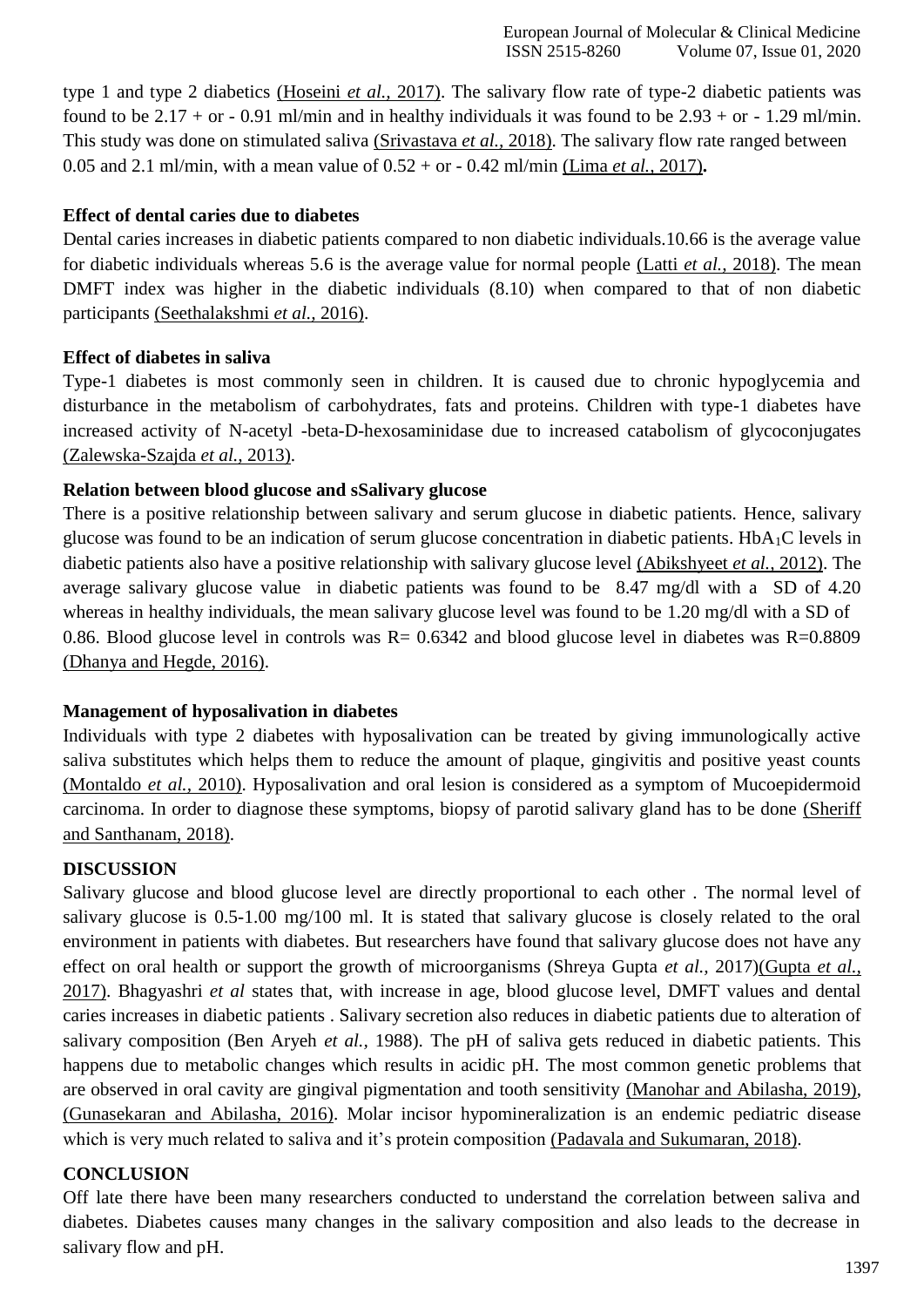type 1 and type 2 diabetics (Hoseini *et al.,* 2017). The salivary flow rate of type-2 diabetic patients was found to be 2.17 + or - 0.91 ml/min and in healthy individuals it was found to be 2.93 + or - 1.29 ml/min. This study was done on stimulated saliva (Srivastava *et al.,* 2018). The salivary flow rate ranged between 0.05 and 2.1 ml/min, with a mean value of 0.52 + or - 0.42 ml/min (Lima *et al.*, 2017)**.**

**Effect of dental caries due to diabetes**

Dental caries increases in diabetic patients compared to non diabetic individuals.10.66 is the average value for diabetic individuals whereas 5.6 is the average value for normal people (Latti *et al.,* 2018). The mean DMFT index was higher in the diabetic individuals (8.10) when compared to that of non diabetic participants (Seethalakshmi *et al.,* 2016).

**Effect of diabetes in saliva**

Type-1 diabetes is most commonly seen in children. It is caused due to chronic hypoglycemia and disturbance in the metabolism of carbohydrates, fats and proteins. Children with type-1 diabetes have increased activity of N-acetyl -beta-D-hexosaminidase due to increased catabolism of glycoconjugates (Zalewska-Szajda *et al.,* 2013).

**Relation between blood glucose and sSalivary glucose**

There is a positive relationship between salivary and serum glucose in diabetic patients. Hence, salivary glucose was found to be an indication of serum glucose concentration in diabetic patients. $HbA_1C$ levels in diabetic patients also have a positive relationship with salivary glucose level (Abikshyeet *et al.*, 2012). The average salivary glucose value in diabetic patients was found to be 8.47 mg/dl with a SD of 4.20 whereas in healthy individuals, the mean salivary glucose level was found to be 1.20 mg/dl with a SD of 0.86. Blood glucose level in controls was R= 0.6342 and blood glucose level in diabetes was R=0.8809 (Dhanya and Hegde, 2016).

**Management of hyposalivation in diabetes**

Individuals with type 2 diabetes with hyposalivation can be treated by giving immunologically active saliva substitutes which helps them to reduce the amount of plaque, gingivitis and positive yeast counts (Montaldo *et al.,* 2010). Hyposalivation and oral lesion is considered as a symptom of Mucoepidermoid carcinoma. In order to diagnose these symptoms, biopsy of parotid salivary gland has to be done (Sheriff and Santhanam, 2018).

**DISCUSSION**

Salivary glucose and blood glucose level are directly proportional to each other . The normal level of salivary glucose is 0.5-1.00 mg/100 ml. It is stated that salivary glucose is closely related to the oral environment in patients with diabetes. But researchers have found that salivary glucose does not have any effect on oral health or support the growth of microorganisms (Shreya Gupta *et al.,* 2017)(Gupta *et al.,* 2017). Bhagyashri *et al* states that, with increase in age, blood glucose level, DMFT values and dental caries increases in diabetic patients . Salivary secretion also reduces in diabetic patients due to alteration of salivary composition (Ben Aryeh *et al.,* 1988). The pH of saliva gets reduced in diabetic patients. This happens due to metabolic changes which results in acidic pH. The most common genetic problems that are observed in oral cavity are gingival pigmentation and tooth sensitivity (Manohar and Abilasha, 2019), (Gunasekaran and Abilasha, 2016). Molar incisor hypomineralization is an endemic pediatric disease which is very much related to saliva and it's protein composition (Padavala and Sukumaran, 2018).

**CONCLUSION**

Off late there have been many researchers conducted to understand the correlation between saliva and diabetes. Diabetes causes many changes in the salivary composition and also leads to the decrease in salivary flow and pH.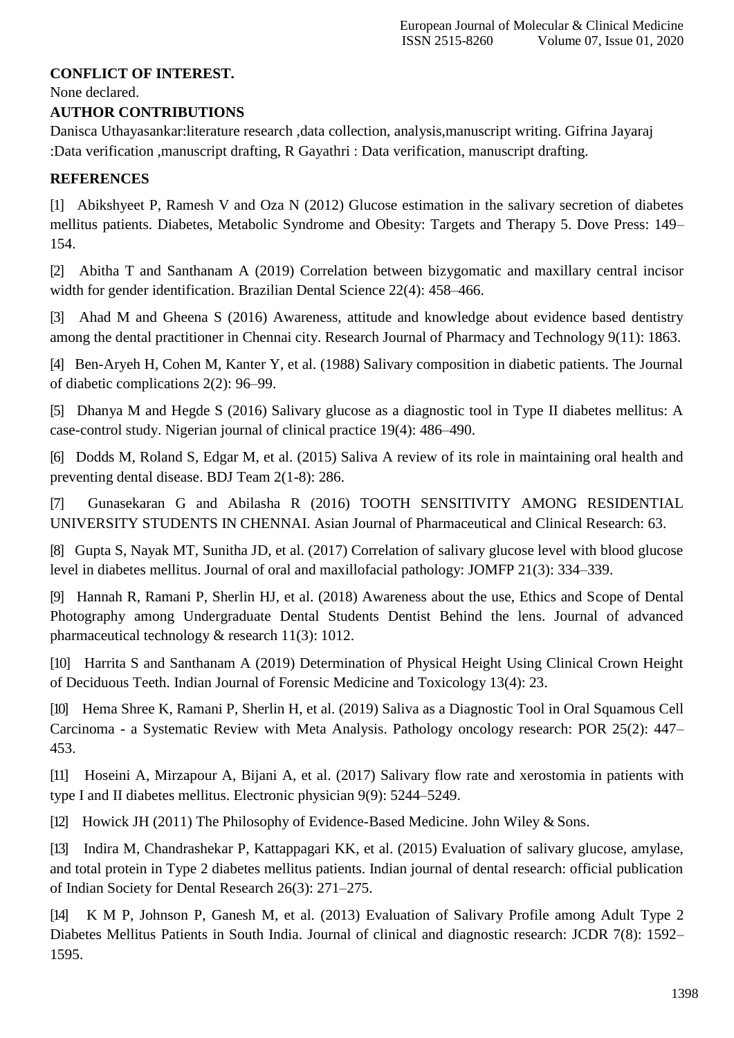**CONFLICT OF INTEREST.**

None declared.

**AUTHOR CONTRIBUTIONS**

Danisca Uthayasankar:literature research ,data collection, analysis,manuscript writing. Gifrina Jayaraj :Data verification ,manuscript drafting, R Gayathri : Data verification, manuscript drafting.

**REFERENCES**

[1] Abikshyeet P, Ramesh V and Oza N (2012) Glucose estimation in the salivary secretion of diabetes mellitus patients. Diabetes, Metabolic Syndrome and Obesity: Targets and Therapy 5. Dove Press: 149–154.

[2] Abitha T and Santhanam A (2019) Correlation between bizygomatic and maxillary central incisor width for gender identification. Brazilian Dental Science 22(4): 458–466.

[3] Ahad M and Gheena S (2016) Awareness, attitude and knowledge about evidence based dentistry among the dental practitioner in Chennai city. Research Journal of Pharmacy and Technology 9(11): 1863.

[4] Ben-Aryeh H, Cohen M, Kanter Y, et al. (1988) Salivary composition in diabetic patients. The Journal of diabetic complications 2(2): 96–99.

[5] Dhanya M and Hegde S (2016) Salivary glucose as a diagnostic tool in Type II diabetes mellitus: A case-control study. Nigerian journal of clinical practice 19(4): 486–490.

[6] Dodds M, Roland S, Edgar M, et al. (2015) Saliva A review of its role in maintaining oral health and preventing dental disease. BDJ Team 2(1-8): 286.

[7] Gunasekaran G and Abilasha R (2016) TOOTH SENSITIVITY AMONG RESIDENTIAL UNIVERSITY STUDENTS IN CHENNAI. Asian Journal of Pharmaceutical and Clinical Research: 63.

[8] Gupta S, Nayak MT, Sunitha JD, et al. (2017) Correlation of salivary glucose level with blood glucose level in diabetes mellitus. Journal of oral and maxillofacial pathology: JOMFP 21(3): 334–339.

[9] Hannah R, Ramani P, Sherlin HJ, et al. (2018) Awareness about the use, Ethics and Scope of Dental Photography among Undergraduate Dental Students Dentist Behind the lens. Journal of advanced pharmaceutical technology & research 11(3): 1012.

[10] Harrita S and Santhanam A (2019) Determination of Physical Height Using Clinical Crown Height of Deciduous Teeth. Indian Journal of Forensic Medicine and Toxicology 13(4): 23.

[10] Hema Shree K, Ramani P, Sherlin H, et al. (2019) Saliva as a Diagnostic Tool in Oral Squamous Cell Carcinoma - a Systematic Review with Meta Analysis. Pathology oncology research: POR 25(2): 447–453.

[11] Hoseini A, Mirzapour A, Bijani A, et al. (2017) Salivary flow rate and xerostomia in patients with type I and II diabetes mellitus. Electronic physician 9(9): 5244–5249.

[12] Howick JH (2011) The Philosophy of Evidence-Based Medicine. John Wiley & Sons.

[13] Indira M, Chandrashekar P, Kattappagari KK, et al. (2015) Evaluation of salivary glucose, amylase, and total protein in Type 2 diabetes mellitus patients. Indian journal of dental research: official publication of Indian Society for Dental Research 26(3): 271–275.

[14] K M P, Johnson P, Ganesh M, et al. (2013) Evaluation of Salivary Profile among Adult Type 2 Diabetes Mellitus Patients in South India. Journal of clinical and diagnostic research: JCDR 7(8): 1592–1595.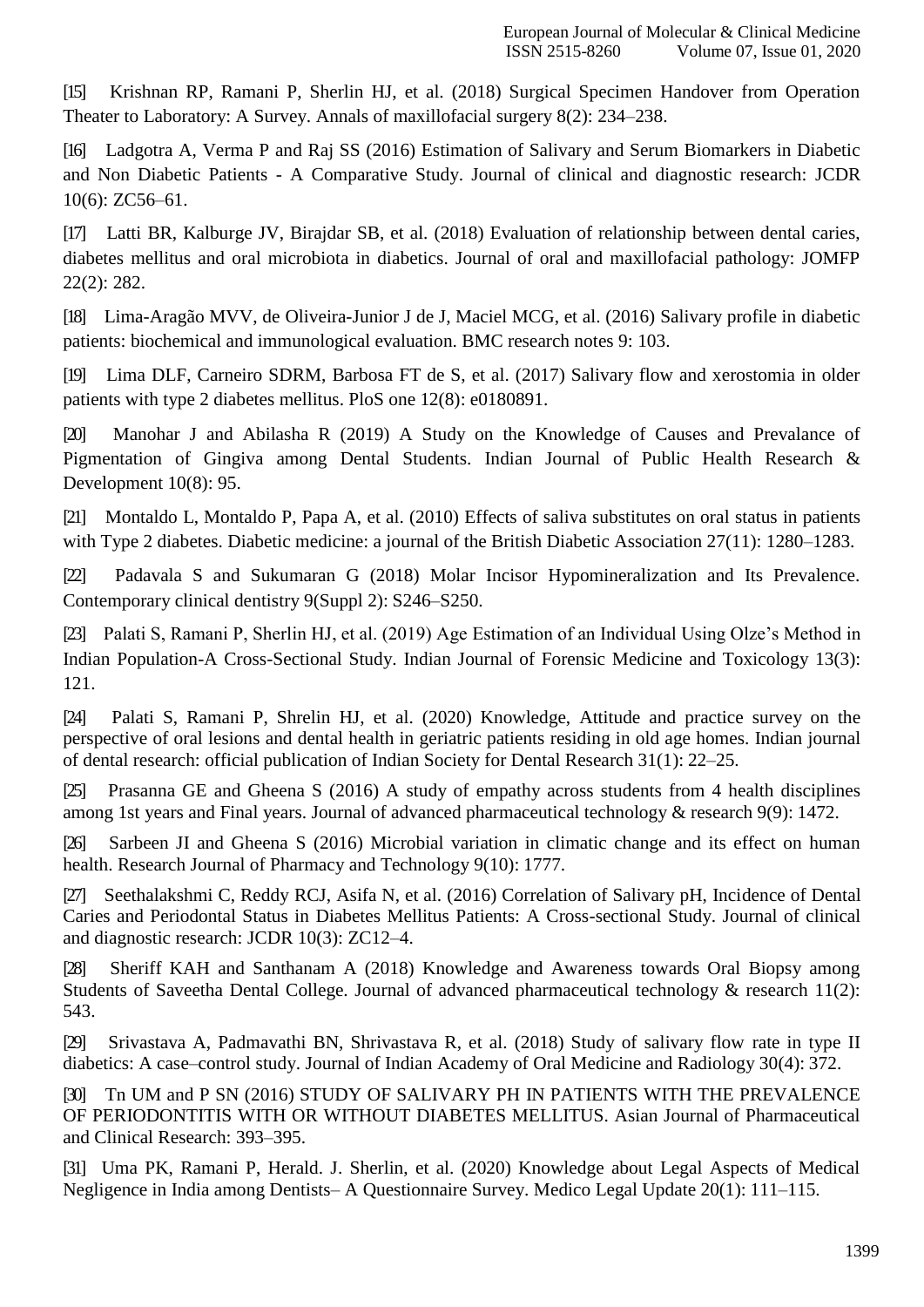[15] Krishnan RP, Ramani P, Sherlin HJ, et al. (2018) Surgical Specimen Handover from Operation Theater to Laboratory: A Survey. Annals of maxillofacial surgery 8(2): 234–238.

[16] Ladgotra A, Verma P and Raj SS (2016) Estimation of Salivary and Serum Biomarkers in Diabetic and Non Diabetic Patients - A Comparative Study. Journal of clinical and diagnostic research: JCDR 10(6): ZC56–61.

[17] Latti BR, Kalburge JV, Birajdar SB, et al. (2018) Evaluation of relationship between dental caries, diabetes mellitus and oral microbiota in diabetics. Journal of oral and maxillofacial pathology: JOMFP 22(2): 282.

[18] Lima-Aragão MVV, de Oliveira-Junior J de J, Maciel MCG, et al. (2016) Salivary profile in diabetic patients: biochemical and immunological evaluation. BMC research notes 9: 103.

[19] Lima DLF, Carneiro SDRM, Barbosa FT de S, et al. (2017) Salivary flow and xerostomia in older patients with type 2 diabetes mellitus. PloS one 12(8): e0180891.

[20] Manohar J and Abilasha R (2019) A Study on the Knowledge of Causes and Prevalance of Pigmentation of Gingiva among Dental Students. Indian Journal of Public Health Research & Development 10(8): 95.

[21] Montaldo L, Montaldo P, Papa A, et al. (2010) Effects of saliva substitutes on oral status in patients with Type 2 diabetes. Diabetic medicine: a journal of the British Diabetic Association 27(11): 1280–1283.

[22] Padavala S and Sukumaran G (2018) Molar Incisor Hypomineralization and Its Prevalence. Contemporary clinical dentistry 9(Suppl 2): S246–S250.

[23] Palati S, Ramani P, Sherlin HJ, et al. (2019) Age Estimation of an Individual Using Olze's Method in Indian Population-A Cross-Sectional Study. Indian Journal of Forensic Medicine and Toxicology 13(3): 121.

[24] Palati S, Ramani P, Shrelin HJ, et al. (2020) Knowledge, Attitude and practice survey on the perspective of oral lesions and dental health in geriatric patients residing in old age homes. Indian journal of dental research: official publication of Indian Society for Dental Research 31(1): 22–25.

[25] Prasanna GE and Gheena S (2016) A study of empathy across students from 4 health disciplines among 1st years and Final years. Journal of advanced pharmaceutical technology & research 9(9): 1472.

[26] Sarbeen JI and Gheena S (2016) Microbial variation in climatic change and its effect on human health. Research Journal of Pharmacy and Technology 9(10): 1777.

[27] Seethalakshmi C, Reddy RCJ, Asifa N, et al. (2016) Correlation of Salivary pH, Incidence of Dental Caries and Periodontal Status in Diabetes Mellitus Patients: A Cross-sectional Study. Journal of clinical and diagnostic research: JCDR 10(3): ZC12–4.

[28] Sheriff KAH and Santhanam A (2018) Knowledge and Awareness towards Oral Biopsy among Students of Saveetha Dental College. Journal of advanced pharmaceutical technology & research 11(2): 543.

[29] Srivastava A, Padmavathi BN, Shrivastava R, et al. (2018) Study of salivary flow rate in type II diabetics: A case–control study. Journal of Indian Academy of Oral Medicine and Radiology 30(4): 372.

[30] Tn UM and P SN (2016) STUDY OF SALIVARY PH IN PATIENTS WITH THE PREVALENCE OF PERIODONTITIS WITH OR WITHOUT DIABETES MELLITUS. Asian Journal of Pharmaceutical and Clinical Research: 393–395.

[31] Uma PK, Ramani P, Herald. J. Sherlin, et al. (2020) Knowledge about Legal Aspects of Medical Negligence in India among Dentists– A Questionnaire Survey. Medico Legal Update 20(1): 111–115.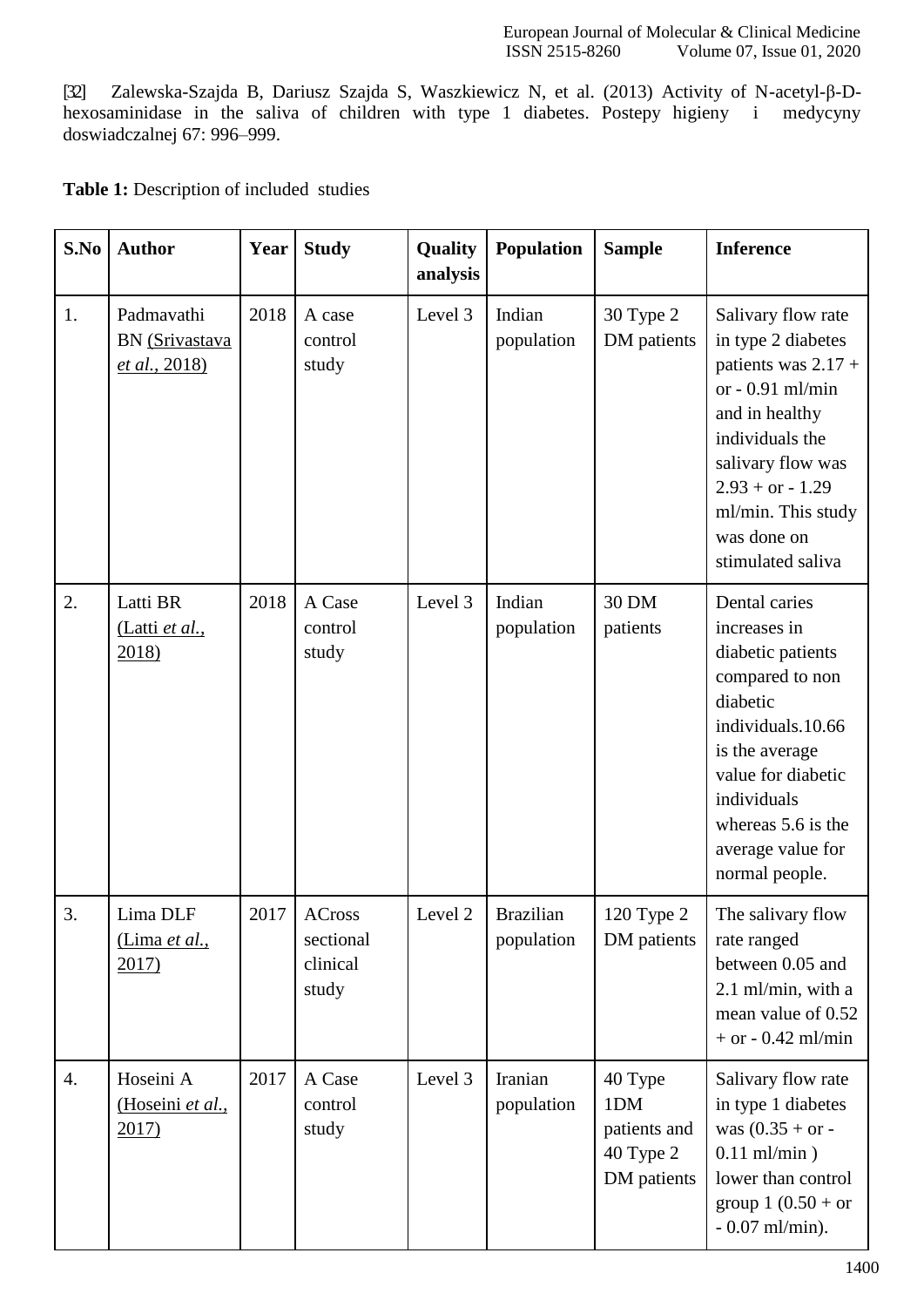[32] Zalewska-Szajda B, Dariusz Szajda S, Waszkiewicz N, et al. (2013) Activity of N-acetyl-β-D-hexosaminidase in the saliva of children with type 1 diabetes. Postepy higieny i medycyny doswiadczalnej 67: 996–999.

**Table 1:** Description of included studies

| S.No | Author | Year | Study | Quality analysis | Population | Sample | Inference |
|---|---|---|---|---|---|---|---|
| 1. | Padmavathi BN (Srivastava *et al.*, 2018) | 2018 | A case control study | Level 3 | Indian population | 30 Type 2 DM patients | Salivary flow rate in type 2 diabetes patients was 2.17 + or - 0.91 ml/min and in healthy individuals the salivary flow was 2.93 + or - 1.29 ml/min. This study was done on stimulated saliva |
| 2. | Latti BR (Latti *et al.*, 2018) | 2018 | A Case control study | Level 3 | Indian population | 30 DM patients | Dental caries increases in diabetic patients compared to non diabetic individuals.10.66 is the average value for diabetic individuals whereas 5.6 is the average value for normal people. |
| 3. | Lima DLF (Lima *et al.*, 2017) | 2017 | ACross sectional clinical study | Level 2 | Brazilian population | 120 Type 2 DM patients | The salivary flow rate ranged between 0.05 and 2.1 ml/min, with a mean value of 0.52 + or - 0.42 ml/min |
| 4. | Hoseini A (Hoseini *et al.*, 2017) | 2017 | A Case control study | Level 3 | Iranian population | 40 Type 1DM patients and 40 Type 2 DM patients | Salivary flow rate in type 1 diabetes was (0.35 + or - 0.11 ml/min ) lower than control group 1 (0.50 + or - 0.07 ml/min). |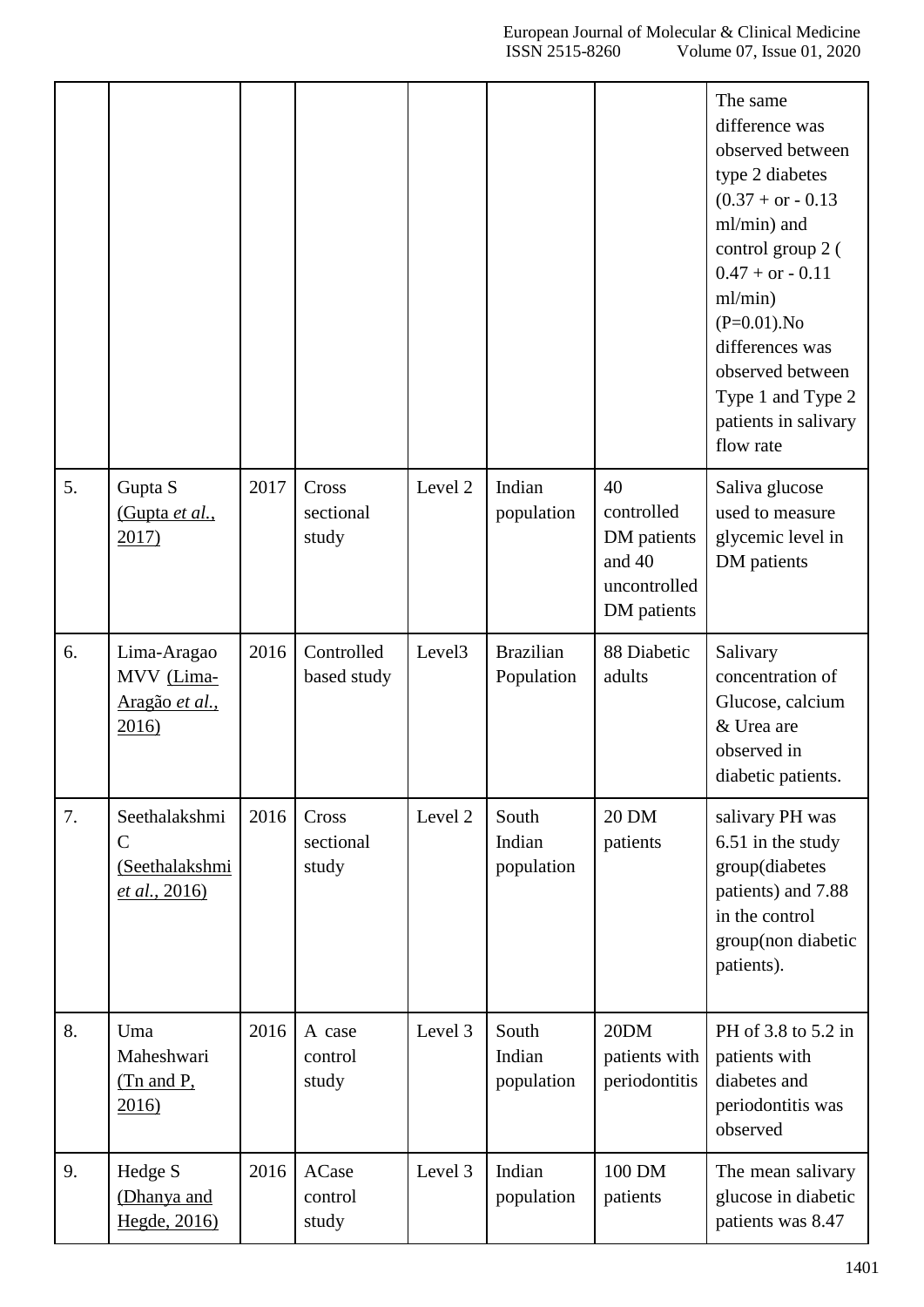|  |  |  |  |  |  |  | The same difference was observed between type 2 diabetes (0.37 + or - 0.13 ml/min) and control group 2 ( 0.47 + or - 0.11 ml/min) (P=0.01).No differences was observed between Type 1 and Type 2 patients in salivary flow rate |
|---|---|---|---|---|---|---|---|
| 5. | Gupta S (Gupta *et al.*, 2017) | 2017 | Cross sectional study | Level 2 | Indian population | 40 controlled DM patients and 40 uncontrolled DM patients | Saliva glucose used to measure glycemic level in DM patients |
| 6. | Lima-Aragao MVV (Lima-Aragão *et al.*, 2016) | 2016 | Controlled based study | Level3 | Brazilian Population | 88 Diabetic adults | Salivary concentration of Glucose, calcium & Urea are observed in diabetic patients. |
| 7. | Seethalakshmi C (Seethalakshmi *et al.*, 2016) | 2016 | Cross sectional study | Level 2 | South Indian population | 20 DM patients | salivary PH was 6.51 in the study group(diabetes patients) and 7.88 in the control group(non diabetic patients). |
| 8. | Uma Maheshwari (Tn and P, 2016) | 2016 | A case control study | Level 3 | South Indian population | 20DM patients with periodontitis | PH of 3.8 to 5.2 in patients with diabetes and periodontitis was observed |
| 9. | Hedge S (Dhanya and Hegde, 2016) | 2016 | ACase control study | Level 3 | Indian population | 100 DM patients | The mean salivary glucose in diabetic patients was 8.47 |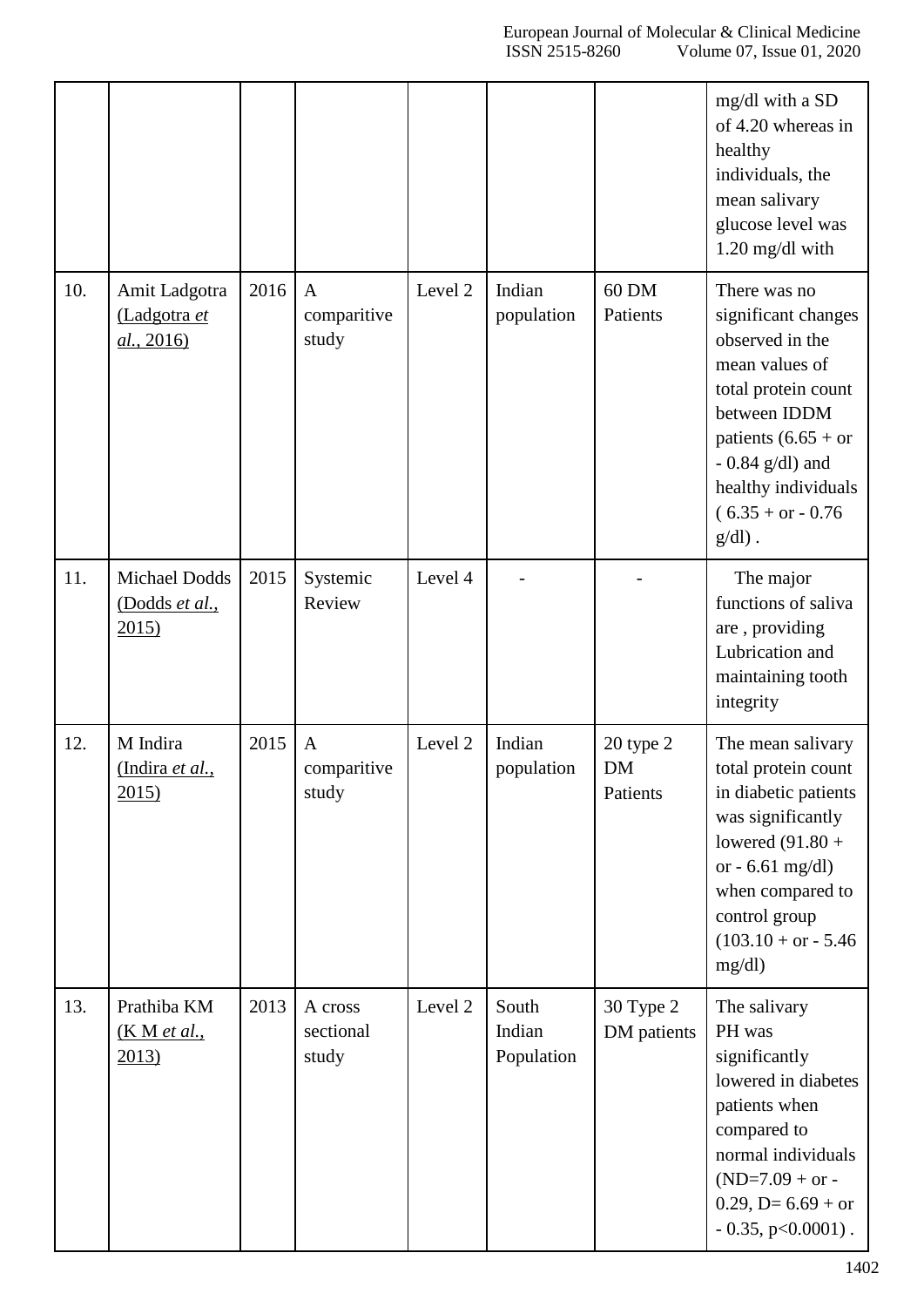| | | | | | | | mg/dl with a SD of 4.20 whereas in healthy individuals, the mean salivary glucose level was 1.20 mg/dl with |
|---|---|---|---|---|---|---|---|
| 10. | Amit Ladgotra (Ladgotra *et al.*, 2016) | 2016 | A comparitive study | Level 2 | Indian population | 60 DM Patients | There was no significant changes observed in the mean values of total protein count between IDDM patients (6.65 + or - 0.84 g/dl) and healthy individuals ( 6.35 + or - 0.76 g/dl) . |
| 11. | Michael Dodds (Dodds *et al.*, 2015) | 2015 | Systemic Review | Level 4 | - | - | The major functions of saliva are , providing Lubrication and maintaining tooth integrity |
| 12. | M Indira (Indira *et al.*, 2015) | 2015 | A comparitive study | Level 2 | Indian population | 20 type 2 DM Patients | The mean salivary total protein count in diabetic patients was significantly lowered (91.80 + or - 6.61 mg/dl) when compared to control group (103.10 + or - 5.46 mg/dl) |
| 13. | Prathiba KM (K M *et al.*, 2013) | 2013 | A cross sectional study | Level 2 | South Indian Population | 30 Type 2 DM patients | The salivary PH was significantly lowered in diabetes patients when compared to normal individuals (ND=7.09 + or - 0.29, D= 6.69 + or - 0.35, p<0.0001) . |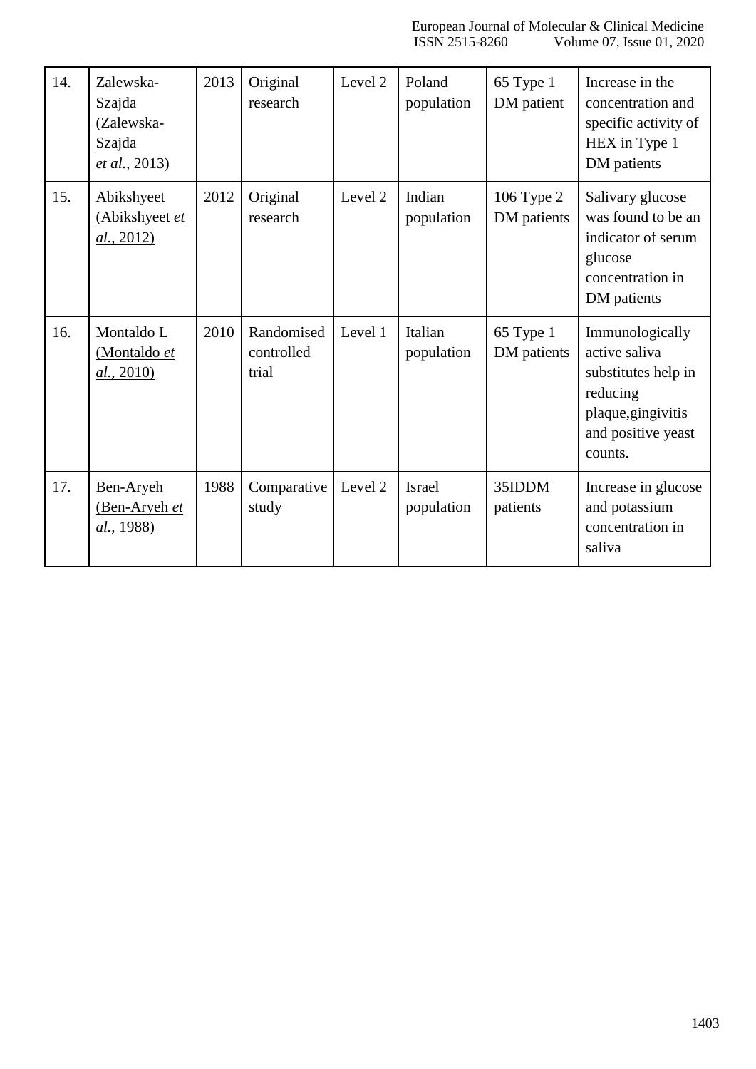| | | | | | | | |
|---|---|---|---|---|---|---|---|
| 14. | Zalewska-Szajda (Zalewska-Szajda *et al.*, 2013) | 2013 | Original research | Level 2 | Poland population | 65 Type 1 DM patient | Increase in the concentration and specific activity of HEX in Type 1 DM patients |
| 15. | Abikshyeet (Abikshyeet *et al.*, 2012) | 2012 | Original research | Level 2 | Indian population | 106 Type 2 DM patients | Salivary glucose was found to be an indicator of serum glucose concentration in DM patients |
| 16. | Montaldo L (Montaldo *et al.*, 2010) | 2010 | Randomised controlled trial | Level 1 | Italian population | 65 Type 1 DM patients | Immunologically active saliva substitutes help in reducing plaque,gingivitis and positive yeast counts. |
| 17. | Ben-Aryeh (Ben-Aryeh *et al.*, 1988) | 1988 | Comparative study | Level 2 | Israel population | 35IDDM patients | Increase in glucose and potassium concentration in saliva |